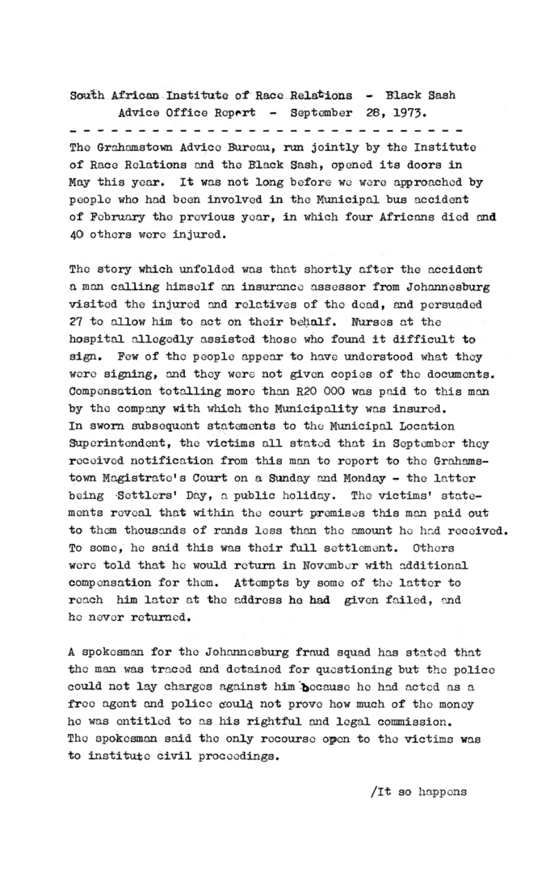South African Institute of Race Relations - Black Sash
Advice Office Report - September 28, 1973.

---

The Grahamstown Advice Bureau, run jointly by the Institute of Race Relations and the Black Sash, opened its doors in May this year. It was not long before we were approached by people who had been involved in the Municipal bus accident of February the previous year, in which four Africans died and 40 others were injured.

The story which unfolded was that shortly after the accident a man calling himself an insurance assessor from Johannesburg visited the injured and relatives of the dead, and persuaded 27 to allow him to act on their behalf. Nurses at the hospital allegedly assisted those who found it difficult to sign. Few of the people appear to have understood what they were signing, and they were not given copies of the documents. Compensation totalling more than R20 000 was paid to this man by the company with which the Municipality was insured. In sworn subsequent statements to the Municipal Location Superintendent, the victims all stated that in September they received notification from this man to report to the Grahamstown Magistrate's Court on a Sunday and Monday - the latter being Settlers' Day, a public holiday. The victims' statements reveal that within the court premises this man paid out to them thousands of rands less than the amount he had received. To some, he said this was their full settlement. Others were told that he would return in November with additional compensation for them. Attempts by some of the latter to reach him later at the address he had given failed, and he never returned.

A spokesman for the Johannesburg fraud squad has stated that the man was traced and detained for questioning but the police could not lay charges against him because he had acted as a free agent and police could not prove how much of the money he was entitled to as his rightful and legal commission. The spokesman said the only recourse open to the victims was to institute civil proceedings.

/It so happens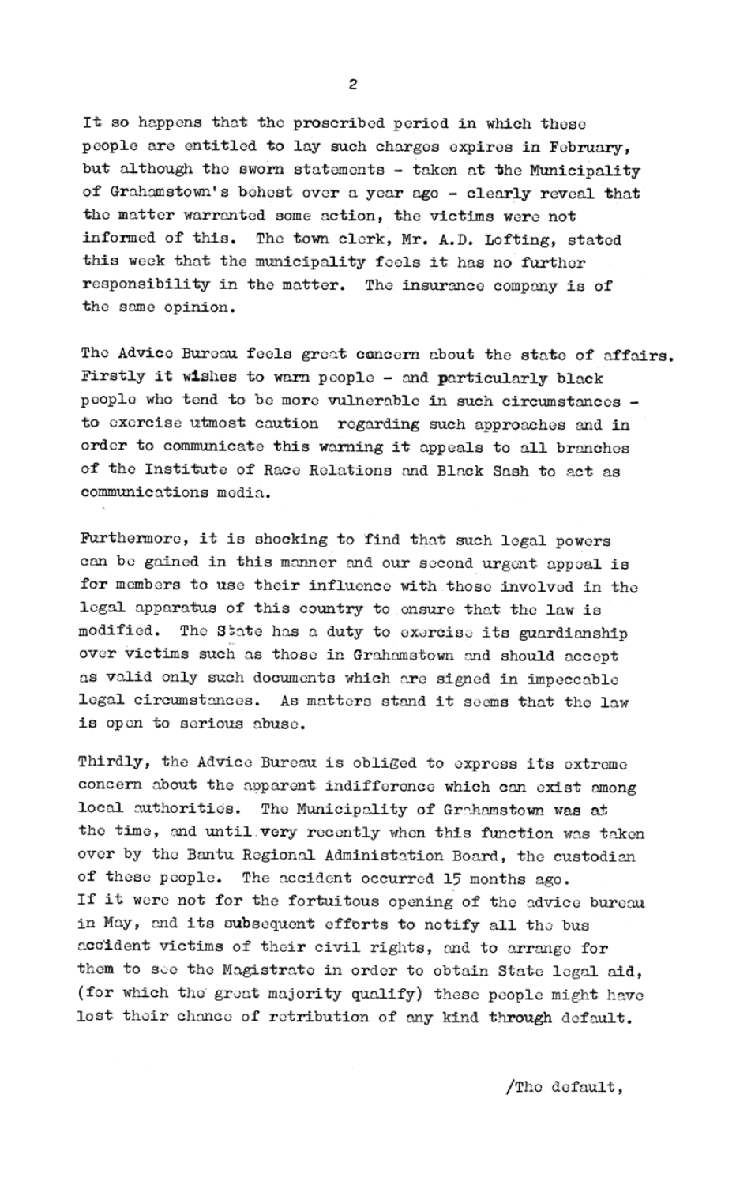It so happens that the proscribed period in which these people are entitled to lay such charges expires in February, but although the sworn statements - taken at the Municipality of Grahamstown's behest over a year ago - clearly reveal that the matter warranted some action, the victims were not informed of this. The town clerk, Mr. A.D. Lofting, stated this week that the municipality feels it has no further responsibility in the matter. The insurance company is of the same opinion.

The Advice Bureau feels great concern about the state of affairs. Firstly it wishes to warn people - and particularly black people who tend to be more vulnerable in such circumstances - to exercise utmost caution regarding such approaches and in order to communicate this warning it appeals to all branches of the Institute of Race Relations and Black Sash to act as communications media.

Furthermore, it is shocking to find that such legal powers can be gained in this manner and our second urgent appeal is for members to use their influence with those involved in the legal apparatus of this country to ensure that the law is modified. The State has a duty to exercise its guardianship over victims such as those in Grahamstown and should accept as valid only such documents which are signed in impeccable legal circumstances. As matters stand it seems that the law is open to serious abuse.

Thirdly, the Advice Bureau is obliged to express its extreme concern about the apparent indifference which can exist among local authorities. The Municipality of Grahamstown was at the time, and until very recently when this function was taken over by the Bantu Regional Administation Board, the custodian of these people. The accident occurred 15 months ago. If it were not for the fortuitous opening of the advice bureau in May, and its subsequent efforts to notify all the bus accident victims of their civil rights, and to arrange for them to see the Magistrate in order to obtain State legal aid, (for which the great majority qualify) these people might have lost their chance of retribution of any kind through default.

/The default,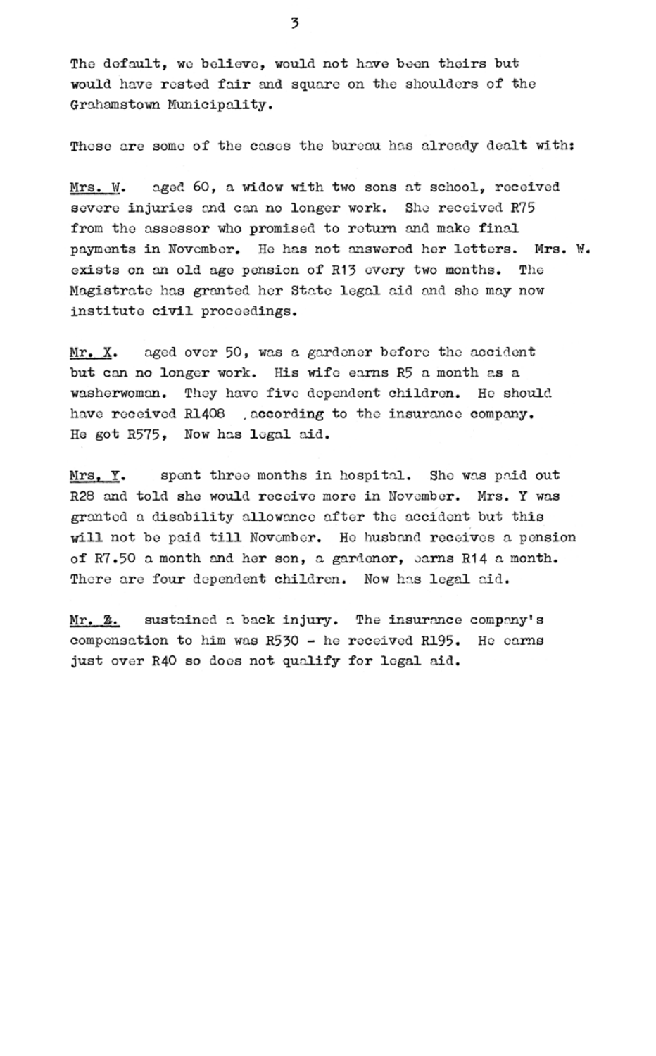The default, we believe, would not have been theirs but would have rested fair and square on the shoulders of the Grahamstown Municipality.

These are some of the cases the bureau has already dealt with:

Mrs. W. aged 60, a widow with two sons at school, received severe injuries and can no longer work. She received R75 from the assessor who promised to return and make final payments in November. He has not answered her letters. Mrs. W. exists on an old age pension of R13 every two months. The Magistrate has granted her State legal aid and she may now institute civil proceedings.

Mr. X. aged over 50, was a gardener before the accident but can no longer work. His wife earns R5 a month as a washerwoman. They have five dependent children. He should have received R1408 , according to the insurance company. He got R575, Now has legal aid.

Mrs. Y. spent three months in hospital. She was paid out R28 and told she would receive more in November. Mrs. Y was granted a disability allowance after the accident but this will not be paid till November. He husband receives a pension of R7.50 a month and her son, a gardener, earns R14 a month. There are four dependent children. Now has legal aid.

Mr. Z. sustained a back injury. The insurance company's compensation to him was R530 - he received R195. He earns just over R40 so does not qualify for legal aid.